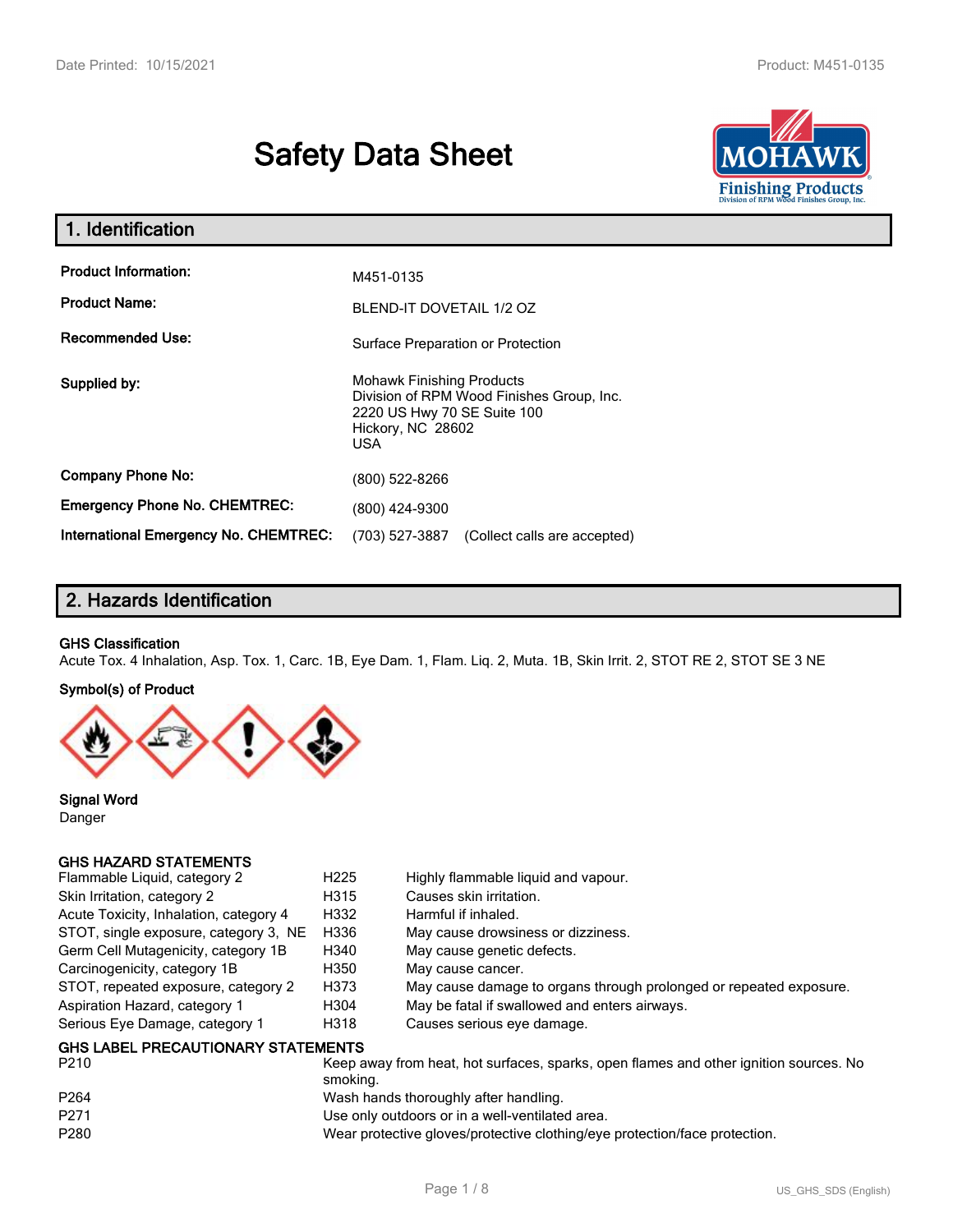# Safety Data Sheet

## 1. Identification

| | |
|---|---|
| **Product Information:** | M451-0135 |
| **Product Name:** | BLEND-IT DOVETAIL 1/2 OZ |
| **Recommended Use:** | Surface Preparation or Protection |
| **Supplied by:** | Mohawk Finishing Products<br>Division of RPM Wood Finishes Group, Inc.<br>2220 US Hwy 70 SE Suite 100<br>Hickory, NC 28602<br>USA |
| **Company Phone No:** | (800) 522-8266 |
| **Emergency Phone No. CHEMTREC:** | (800) 424-9300 |
| **International Emergency No. CHEMTREC:** | (703) 527-3887 (Collect calls are accepted) |

## 2. Hazards Identification

**GHS Classification**

Acute Tox. 4 Inhalation, Asp. Tox. 1, Carc. 1B, Eye Dam. 1, Flam. Liq. 2, Muta. 1B, Skin Irrit. 2, STOT RE 2, STOT SE 3 NE

**Symbol(s) of Product**

**Signal Word**

Danger

**GHS HAZARD STATEMENTS**

| | | |
|---|---|---|
| Flammable Liquid, category 2 | H225 | Highly flammable liquid and vapour. |
| Skin Irritation, category 2 | H315 | Causes skin irritation. |
| Acute Toxicity, Inhalation, category 4 | H332 | Harmful if inhaled. |
| STOT, single exposure, category 3, NE | H336 | May cause drowsiness or dizziness. |
| Germ Cell Mutagenicity, category 1B | H340 | May cause genetic defects. |
| Carcinogenicity, category 1B | H350 | May cause cancer. |
| STOT, repeated exposure, category 2 | H373 | May cause damage to organs through prolonged or repeated exposure. |
| Aspiration Hazard, category 1 | H304 | May be fatal if swallowed and enters airways. |
| Serious Eye Damage, category 1 | H318 | Causes serious eye damage. |

**GHS LABEL PRECAUTIONARY STATEMENTS**

| | |
|---|---|
| P210 | Keep away from heat, hot surfaces, sparks, open flames and other ignition sources. No smoking. |
| P264 | Wash hands thoroughly after handling. |
| P271 | Use only outdoors or in a well-ventilated area. |
| P280 | Wear protective gloves/protective clothing/eye protection/face protection. |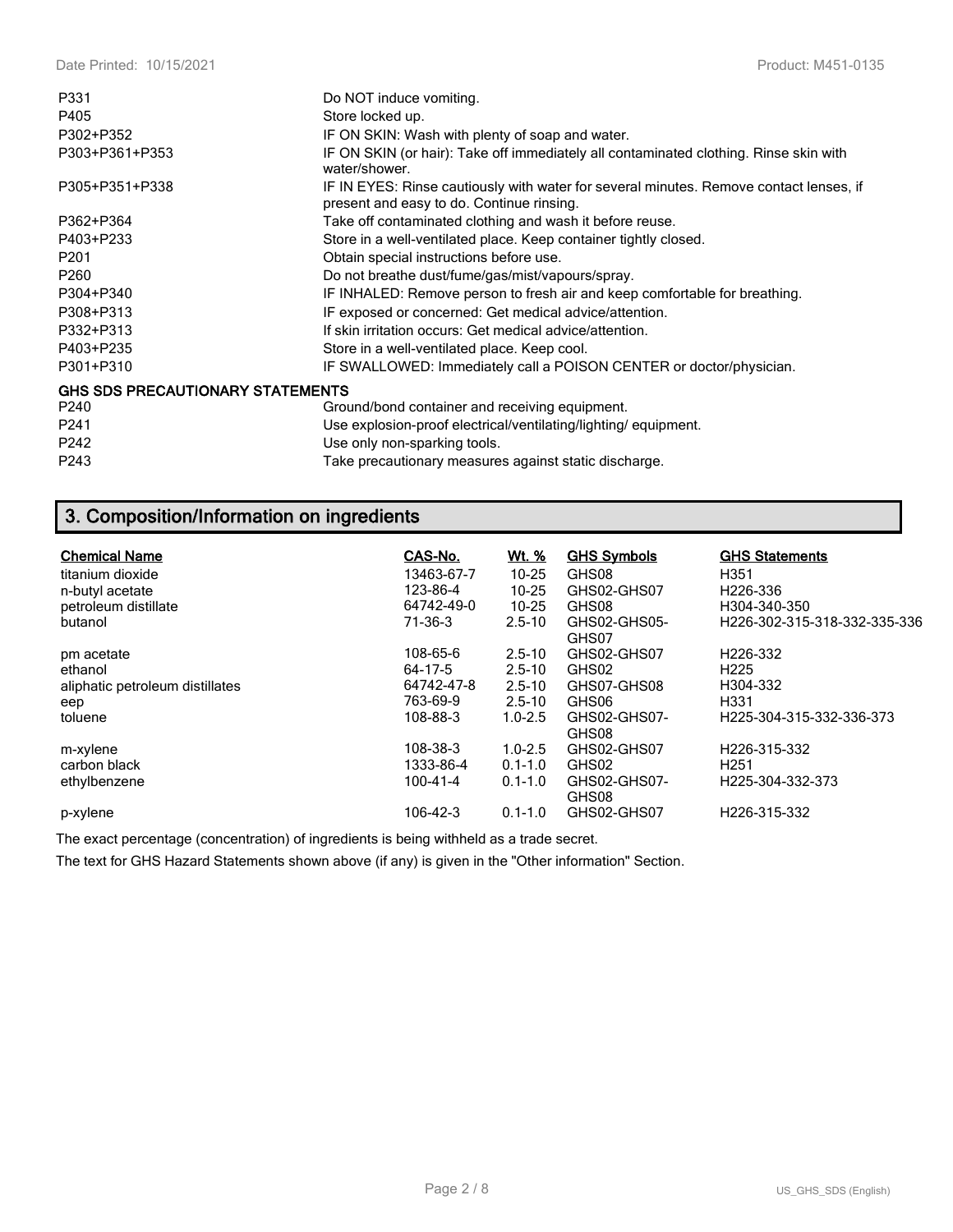| | |
|---|---|
| P331 | Do NOT induce vomiting. |
| P405 | Store locked up. |
| P302+P352 | IF ON SKIN: Wash with plenty of soap and water. |
| P303+P361+P353 | IF ON SKIN (or hair): Take off immediately all contaminated clothing. Rinse skin with water/shower. |
| P305+P351+P338 | IF IN EYES: Rinse cautiously with water for several minutes. Remove contact lenses, if present and easy to do. Continue rinsing. |
| P362+P364 | Take off contaminated clothing and wash it before reuse. |
| P403+P233 | Store in a well-ventilated place. Keep container tightly closed. |
| P201 | Obtain special instructions before use. |
| P260 | Do not breathe dust/fume/gas/mist/vapours/spray. |
| P304+P340 | IF INHALED: Remove person to fresh air and keep comfortable for breathing. |
| P308+P313 | IF exposed or concerned: Get medical advice/attention. |
| P332+P313 | If skin irritation occurs: Get medical advice/attention. |
| P403+P235 | Store in a well-ventilated place. Keep cool. |
| P301+P310 | IF SWALLOWED: Immediately call a POISON CENTER or doctor/physician. |

**GHS SDS PRECAUTIONARY STATEMENTS**

| | |
|---|---|
| P240 | Ground/bond container and receiving equipment. |
| P241 | Use explosion-proof electrical/ventilating/lighting/ equipment. |
| P242 | Use only non-sparking tools. |
| P243 | Take precautionary measures against static discharge. |

## 3. Composition/Information on ingredients

| Chemical Name | CAS-No. | Wt. % | GHS Symbols | GHS Statements |
|---|---|---|---|---|
| titanium dioxide | 13463-67-7 | 10-25 | GHS08 | H351 |
| n-butyl acetate | 123-86-4 | 10-25 | GHS02-GHS07 | H226-336 |
| petroleum distillate | 64742-49-0 | 10-25 | GHS08 | H304-340-350 |
| butanol | 71-36-3 | 2.5-10 | GHS02-GHS05-GHS07 | H226-302-315-318-332-335-336 |
| pm acetate | 108-65-6 | 2.5-10 | GHS02-GHS07 | H226-332 |
| ethanol | 64-17-5 | 2.5-10 | GHS02 | H225 |
| aliphatic petroleum distillates | 64742-47-8 | 2.5-10 | GHS07-GHS08 | H304-332 |
| eep | 763-69-9 | 2.5-10 | GHS06 | H331 |
| toluene | 108-88-3 | 1.0-2.5 | GHS02-GHS07-GHS08 | H225-304-315-332-336-373 |
| m-xylene | 108-38-3 | 1.0-2.5 | GHS02-GHS07 | H226-315-332 |
| carbon black | 1333-86-4 | 0.1-1.0 | GHS02 | H251 |
| ethylbenzene | 100-41-4 | 0.1-1.0 | GHS02-GHS07-GHS08 | H225-304-332-373 |
| p-xylene | 106-42-3 | 0.1-1.0 | GHS02-GHS07 | H226-315-332 |

The exact percentage (concentration) of ingredients is being withheld as a trade secret.

The text for GHS Hazard Statements shown above (if any) is given in the "Other information" Section.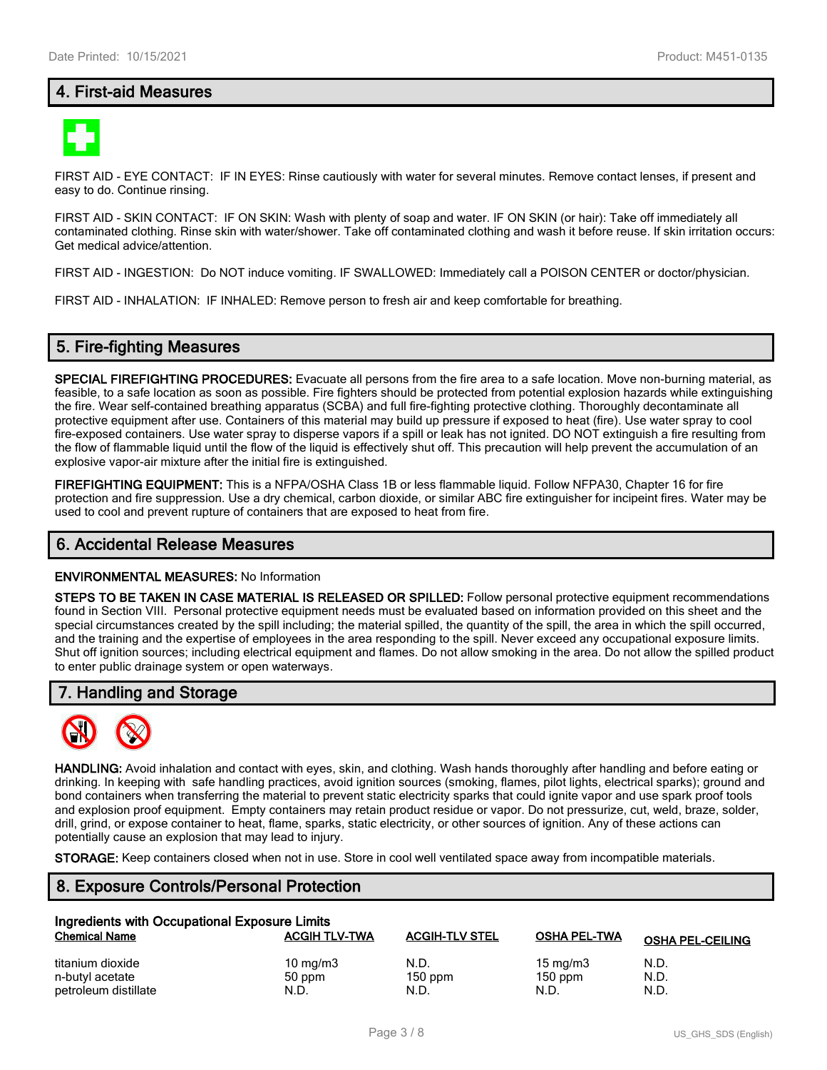## 4. First-aid Measures

FIRST AID - EYE CONTACT: IF IN EYES: Rinse cautiously with water for several minutes. Remove contact lenses, if present and easy to do. Continue rinsing.

FIRST AID - SKIN CONTACT: IF ON SKIN: Wash with plenty of soap and water. IF ON SKIN (or hair): Take off immediately all contaminated clothing. Rinse skin with water/shower. Take off contaminated clothing and wash it before reuse. If skin irritation occurs: Get medical advice/attention.

FIRST AID - INGESTION: Do NOT induce vomiting. IF SWALLOWED: Immediately call a POISON CENTER or doctor/physician.

FIRST AID - INHALATION: IF INHALED: Remove person to fresh air and keep comfortable for breathing.

## 5. Fire-fighting Measures

**SPECIAL FIREFIGHTING PROCEDURES:** Evacuate all persons from the fire area to a safe location. Move non-burning material, as feasible, to a safe location as soon as possible. Fire fighters should be protected from potential explosion hazards while extinguishing the fire. Wear self-contained breathing apparatus (SCBA) and full fire-fighting protective clothing. Thoroughly decontaminate all protective equipment after use. Containers of this material may build up pressure if exposed to heat (fire). Use water spray to cool fire-exposed containers. Use water spray to disperse vapors if a spill or leak has not ignited. DO NOT extinguish a fire resulting from the flow of flammable liquid until the flow of the liquid is effectively shut off. This precaution will help prevent the accumulation of an explosive vapor-air mixture after the initial fire is extinguished.

**FIREFIGHTING EQUIPMENT:** This is a NFPA/OSHA Class 1B or less flammable liquid. Follow NFPA30, Chapter 16 for fire protection and fire suppression. Use a dry chemical, carbon dioxide, or similar ABC fire extinguisher for incipeint fires. Water may be used to cool and prevent rupture of containers that are exposed to heat from fire.

## 6. Accidental Release Measures

**ENVIRONMENTAL MEASURES:** No Information

**STEPS TO BE TAKEN IN CASE MATERIAL IS RELEASED OR SPILLED:** Follow personal protective equipment recommendations found in Section VIII. Personal protective equipment needs must be evaluated based on information provided on this sheet and the special circumstances created by the spill including; the material spilled, the quantity of the spill, the area in which the spill occurred, and the training and the expertise of employees in the area responding to the spill. Never exceed any occupational exposure limits. Shut off ignition sources; including electrical equipment and flames. Do not allow smoking in the area. Do not allow the spilled product to enter public drainage system or open waterways.

## 7. Handling and Storage

**HANDLING:** Avoid inhalation and contact with eyes, skin, and clothing. Wash hands thoroughly after handling and before eating or drinking. In keeping with safe handling practices, avoid ignition sources (smoking, flames, pilot lights, electrical sparks); ground and bond containers when transferring the material to prevent static electricity sparks that could ignite vapor and use spark proof tools and explosion proof equipment. Empty containers may retain product residue or vapor. Do not pressurize, cut, weld, braze, solder, drill, grind, or expose container to heat, flame, sparks, static electricity, or other sources of ignition. Any of these actions can potentially cause an explosion that may lead to injury.

**STORAGE:** Keep containers closed when not in use. Store in cool well ventilated space away from incompatible materials.

## 8. Exposure Controls/Personal Protection

**Ingredients with Occupational Exposure Limits**

| Chemical Name | ACGIH TLV-TWA | ACGIH-TLV STEL | OSHA PEL-TWA | OSHA PEL-CEILING |
|---|---|---|---|---|
| titanium dioxide | 10 mg/m3 | N.D. | 15 mg/m3 | N.D. |
| n-butyl acetate | 50 ppm | 150 ppm | 150 ppm | N.D. |
| petroleum distillate | N.D. | N.D. | N.D. | N.D. |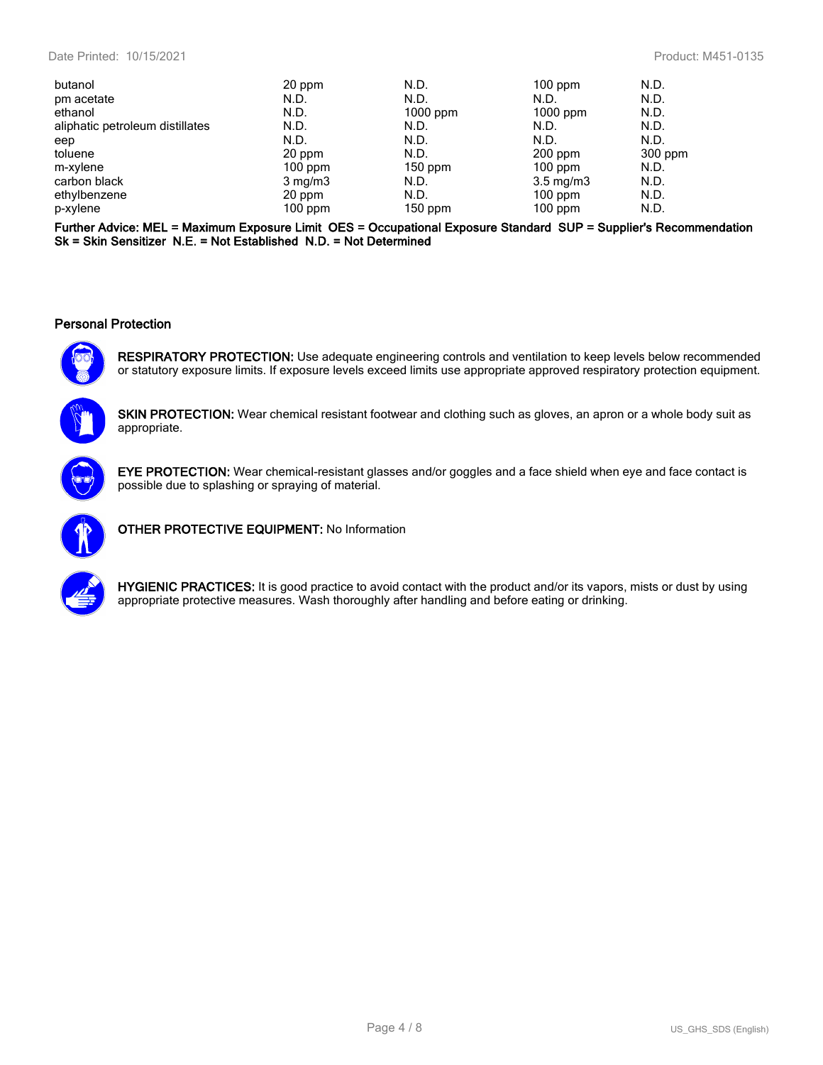| | | | | |
|---|---|---|---|---|
| butanol | 20 ppm | N.D. | 100 ppm | N.D. |
| pm acetate | N.D. | N.D. | N.D. | N.D. |
| ethanol | N.D. | 1000 ppm | 1000 ppm | N.D. |
| aliphatic petroleum distillates | N.D. | N.D. | N.D. | N.D. |
| eep | N.D. | N.D. | N.D. | N.D. |
| toluene | 20 ppm | N.D. | 200 ppm | 300 ppm |
| m-xylene | 100 ppm | 150 ppm | 100 ppm | N.D. |
| carbon black | 3 mg/m3 | N.D. | 3.5 mg/m3 | N.D. |
| ethylbenzene | 20 ppm | N.D. | 100 ppm | N.D. |
| p-xylene | 100 ppm | 150 ppm | 100 ppm | N.D. |

**Further Advice: MEL = Maximum Exposure Limit OES = Occupational Exposure Standard SUP = Supplier's Recommendation Sk = Skin Sensitizer N.E. = Not Established N.D. = Not Determined**

### Personal Protection

**RESPIRATORY PROTECTION:** Use adequate engineering controls and ventilation to keep levels below recommended or statutory exposure limits. If exposure levels exceed limits use appropriate approved respiratory protection equipment.

**SKIN PROTECTION:** Wear chemical resistant footwear and clothing such as gloves, an apron or a whole body suit as appropriate.

**EYE PROTECTION:** Wear chemical-resistant glasses and/or goggles and a face shield when eye and face contact is possible due to splashing or spraying of material.

**OTHER PROTECTIVE EQUIPMENT:** No Information

**HYGIENIC PRACTICES:** It is good practice to avoid contact with the product and/or its vapors, mists or dust by using appropriate protective measures. Wash thoroughly after handling and before eating or drinking.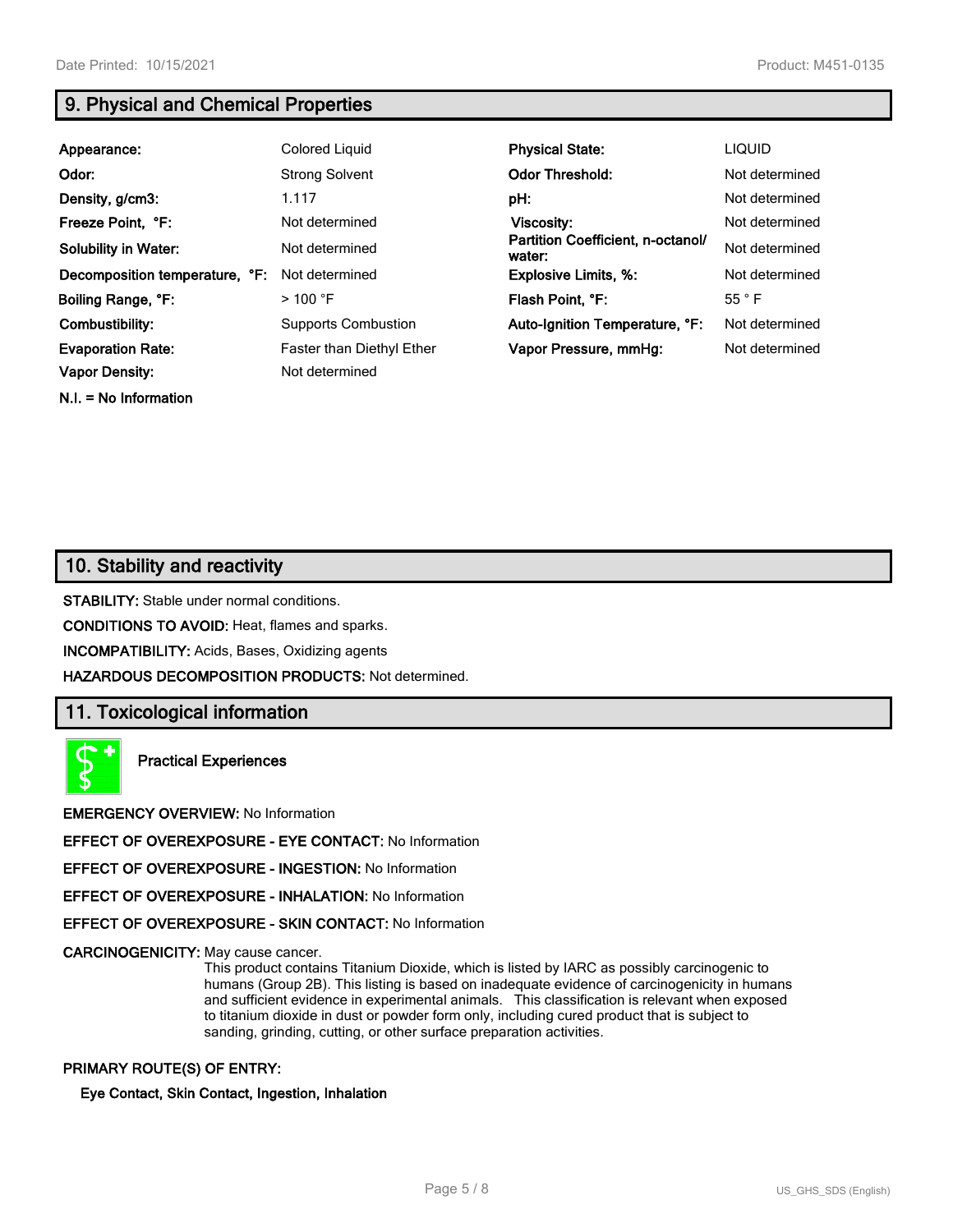## 9. Physical and Chemical Properties

| | | | |
|---|---|---|---|
| **Appearance:** | Colored Liquid | **Physical State:** | LIQUID |
| **Odor:** | Strong Solvent | **Odor Threshold:** | Not determined |
| **Density, g/cm3:** | 1.117 | **pH:** | Not determined |
| **Freeze Point, °F:** | Not determined | **Viscosity:** | Not determined |
| **Solubility in Water:** | Not determined | **Partition Coefficient, n-octanol/ water:** | Not determined |
| **Decomposition temperature, °F:** | Not determined | **Explosive Limits, %:** | Not determined |
| **Boiling Range, °F:** | > 100 °F | **Flash Point, °F:** | 55 ° F |
| **Combustibility:** | Supports Combustion | **Auto-Ignition Temperature, °F:** | Not determined |
| **Evaporation Rate:** | Faster than Diethyl Ether | **Vapor Pressure, mmHg:** | Not determined |
| **Vapor Density:** | Not determined | | |

**N.I. = No Information**

## 10. Stability and reactivity

**STABILITY:** Stable under normal conditions.

**CONDITIONS TO AVOID:** Heat, flames and sparks.

**INCOMPATIBILITY:** Acids, Bases, Oxidizing agents

**HAZARDOUS DECOMPOSITION PRODUCTS:** Not determined.

## 11. Toxicological information

**Practical Experiences**

**EMERGENCY OVERVIEW:** No Information

**EFFECT OF OVEREXPOSURE - EYE CONTACT:** No Information

**EFFECT OF OVEREXPOSURE - INGESTION:** No Information

**EFFECT OF OVEREXPOSURE - INHALATION:** No Information

**EFFECT OF OVEREXPOSURE - SKIN CONTACT:** No Information

**CARCINOGENICITY:** May cause cancer.

This product contains Titanium Dioxide, which is listed by IARC as possibly carcinogenic to humans (Group 2B). This listing is based on inadequate evidence of carcinogenicity in humans and sufficient evidence in experimental animals. This classification is relevant when exposed to titanium dioxide in dust or powder form only, including cured product that is subject to sanding, grinding, cutting, or other surface preparation activities.

**PRIMARY ROUTE(S) OF ENTRY:**

**Eye Contact, Skin Contact, Ingestion, Inhalation**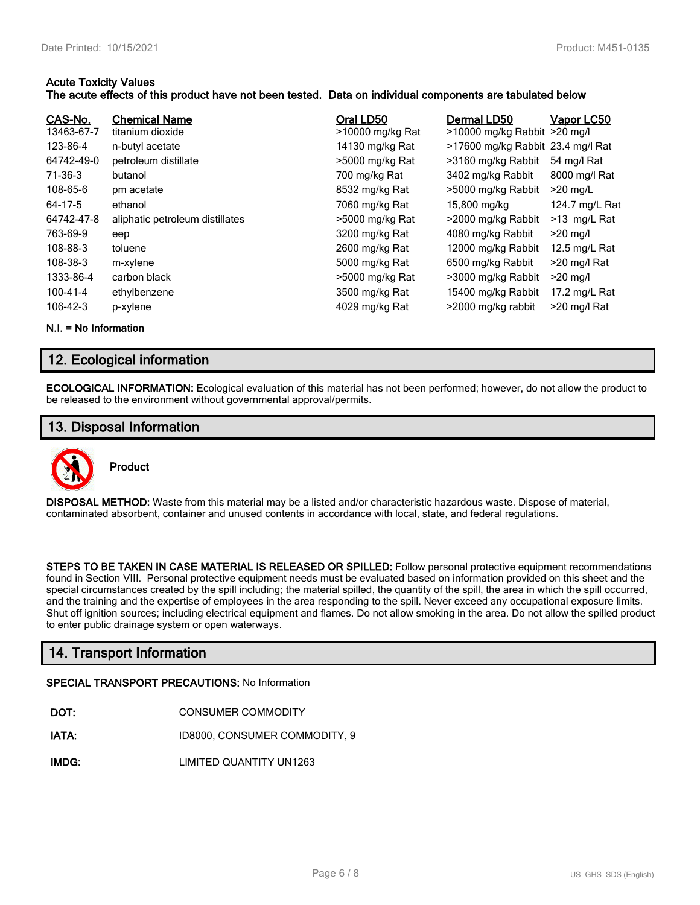**Acute Toxicity Values**
**The acute effects of this product have not been tested. Data on individual components are tabulated below**

| CAS-No. | Chemical Name | Oral LD50 | Dermal LD50 | Vapor LC50 |
|---|---|---|---|---|
| 13463-67-7 | titanium dioxide | >10000 mg/kg Rat | >10000 mg/kg Rabbit | >20 mg/l |
| 123-86-4 | n-butyl acetate | 14130 mg/kg Rat | >17600 mg/kg Rabbit | 23.4 mg/l Rat |
| 64742-49-0 | petroleum distillate | >5000 mg/kg Rat | >3160 mg/kg Rabbit | 54 mg/l Rat |
| 71-36-3 | butanol | 700 mg/kg Rat | 3402 mg/kg Rabbit | 8000 mg/l Rat |
| 108-65-6 | pm acetate | 8532 mg/kg Rat | >5000 mg/kg Rabbit | >20 mg/L |
| 64-17-5 | ethanol | 7060 mg/kg Rat | 15,800 mg/kg | 124.7 mg/L Rat |
| 64742-47-8 | aliphatic petroleum distillates | >5000 mg/kg Rat | >2000 mg/kg Rabbit | >13 mg/L Rat |
| 763-69-9 | eep | 3200 mg/kg Rat | 4080 mg/kg Rabbit | >20 mg/l |
| 108-88-3 | toluene | 2600 mg/kg Rat | 12000 mg/kg Rabbit | 12.5 mg/L Rat |
| 108-38-3 | m-xylene | 5000 mg/kg Rat | 6500 mg/kg Rabbit | >20 mg/l Rat |
| 1333-86-4 | carbon black | >5000 mg/kg Rat | >3000 mg/kg Rabbit | >20 mg/l |
| 100-41-4 | ethylbenzene | 3500 mg/kg Rat | 15400 mg/kg Rabbit | 17.2 mg/L Rat |
| 106-42-3 | p-xylene | 4029 mg/kg Rat | >2000 mg/kg rabbit | >20 mg/l Rat |

**N.I. = No Information**

## 12. Ecological information

**ECOLOGICAL INFORMATION:** Ecological evaluation of this material has not been performed; however, do not allow the product to be released to the environment without governmental approval/permits.

## 13. Disposal Information

**Product**

**DISPOSAL METHOD:** Waste from this material may be a listed and/or characteristic hazardous waste. Dispose of material, contaminated absorbent, container and unused contents in accordance with local, state, and federal regulations.

**STEPS TO BE TAKEN IN CASE MATERIAL IS RELEASED OR SPILLED:** Follow personal protective equipment recommendations found in Section VIII. Personal protective equipment needs must be evaluated based on information provided on this sheet and the special circumstances created by the spill including; the material spilled, the quantity of the spill, the area in which the spill occurred, and the training and the expertise of employees in the area responding to the spill. Never exceed any occupational exposure limits. Shut off ignition sources; including electrical equipment and flames. Do not allow smoking in the area. Do not allow the spilled product to enter public drainage system or open waterways.

## 14. Transport Information

**SPECIAL TRANSPORT PRECAUTIONS:** No Information

**DOT:** CONSUMER COMMODITY

**IATA:** ID8000, CONSUMER COMMODITY, 9

**IMDG:** LIMITED QUANTITY UN1263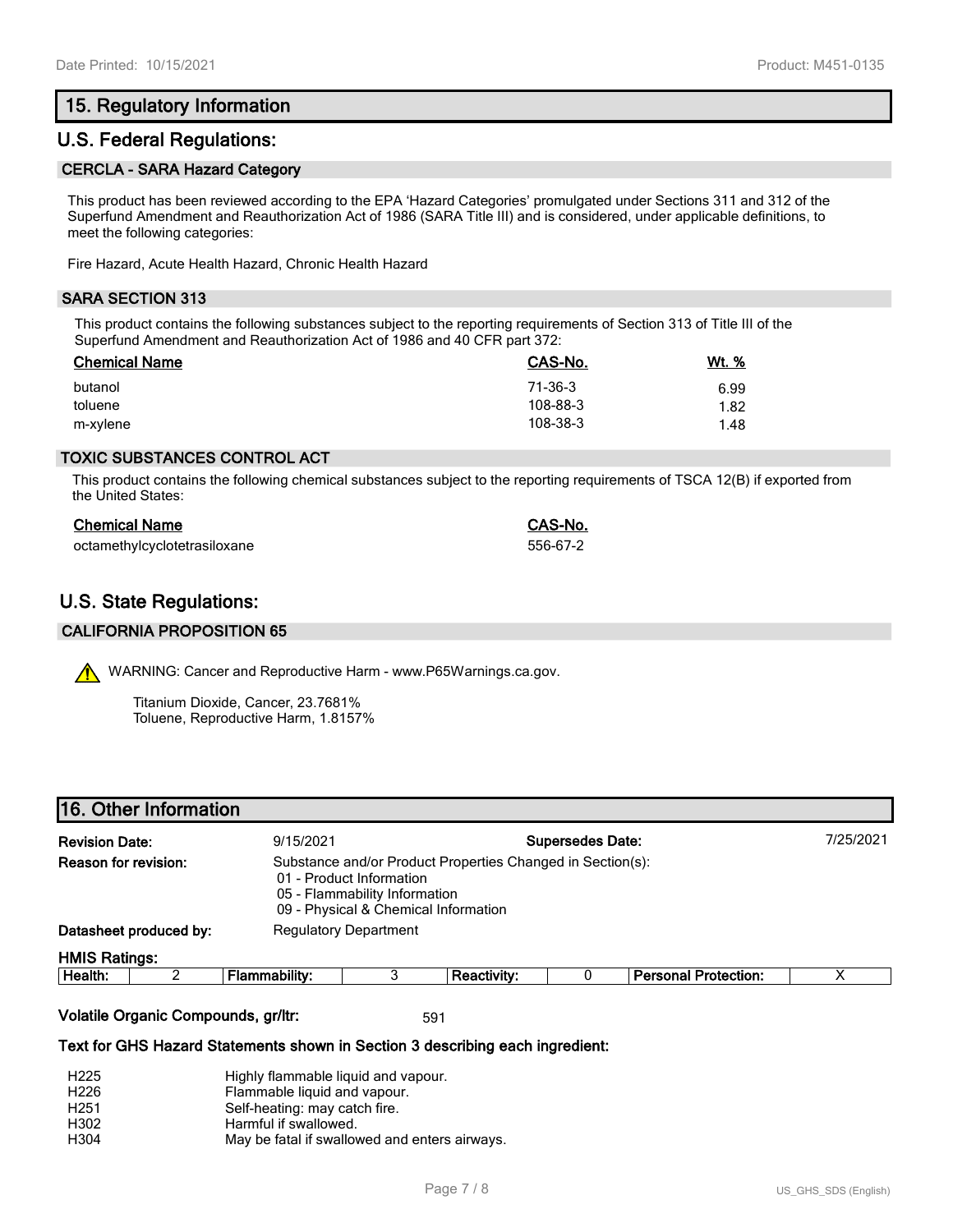## 15. Regulatory Information

## U.S. Federal Regulations:

### CERCLA - SARA Hazard Category

This product has been reviewed according to the EPA 'Hazard Categories' promulgated under Sections 311 and 312 of the Superfund Amendment and Reauthorization Act of 1986 (SARA Title III) and is considered, under applicable definitions, to meet the following categories:

Fire Hazard, Acute Health Hazard, Chronic Health Hazard

### SARA SECTION 313

This product contains the following substances subject to the reporting requirements of Section 313 of Title III of the Superfund Amendment and Reauthorization Act of 1986 and 40 CFR part 372:

| Chemical Name | CAS-No. | Wt. % |
|---|---|---|
| butanol | 71-36-3 | 6.99 |
| toluene | 108-88-3 | 1.82 |
| m-xylene | 108-38-3 | 1.48 |

### TOXIC SUBSTANCES CONTROL ACT

This product contains the following chemical substances subject to the reporting requirements of TSCA 12(B) if exported from the United States:

| Chemical Name | CAS-No. |
|---|---|
| octamethylcyclotetrasiloxane | 556-67-2 |

## U.S. State Regulations:

### CALIFORNIA PROPOSITION 65

WARNING: Cancer and Reproductive Harm - www.P65Warnings.ca.gov.

Titanium Dioxide, Cancer, 23.7681%
Toluene, Reproductive Harm, 1.8157%

## 16. Other Information

**Revision Date:** 9/15/2021 **Supersedes Date:** 7/25/2021

**Reason for revision:** Substance and/or Product Properties Changed in Section(s):
- 01 - Product Information
- 05 - Flammability Information
- 09 - Physical & Chemical Information

**Datasheet produced by:** Regulatory Department

**HMIS Ratings:**

| Health: | 2 | Flammability: | 3 | Reactivity: | 0 | Personal Protection: | X |
|---|---|---|---|---|---|---|---|

**Volatile Organic Compounds, gr/ltr:** 591

**Text for GHS Hazard Statements shown in Section 3 describing each ingredient:**

| | |
|---|---|
| H225 | Highly flammable liquid and vapour. |
| H226 | Flammable liquid and vapour. |
| H251 | Self-heating: may catch fire. |
| H302 | Harmful if swallowed. |
| H304 | May be fatal if swallowed and enters airways. |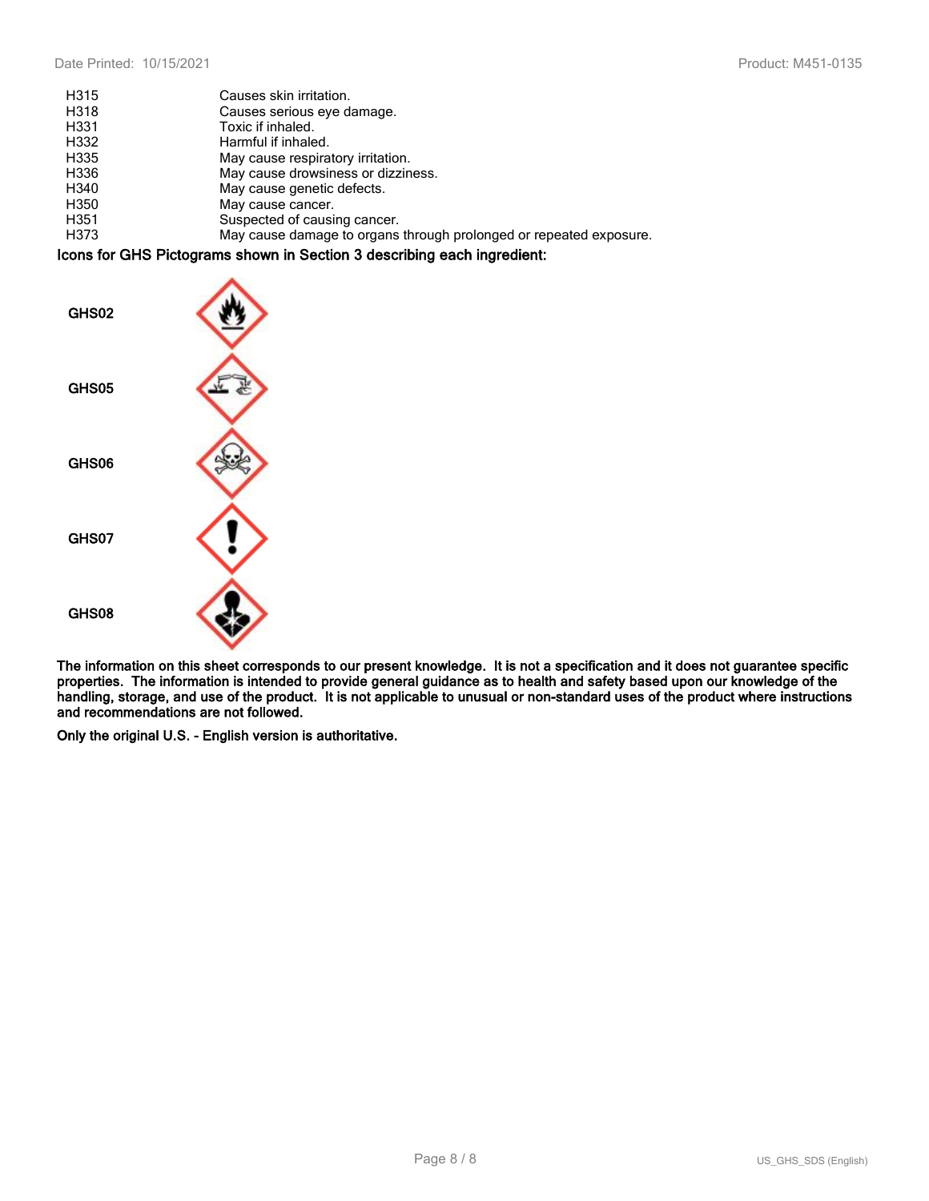| | |
|---|---|
| H315 | Causes skin irritation. |
| H318 | Causes serious eye damage. |
| H331 | Toxic if inhaled. |
| H332 | Harmful if inhaled. |
| H335 | May cause respiratory irritation. |
| H336 | May cause drowsiness or dizziness. |
| H340 | May cause genetic defects. |
| H350 | May cause cancer. |
| H351 | Suspected of causing cancer. |
| H373 | May cause damage to organs through prolonged or repeated exposure. |

**Icons for GHS Pictograms shown in Section 3 describing each ingredient:**

GHS02

GHS05

GHS06

GHS07

GHS08

**The information on this sheet corresponds to our present knowledge. It is not a specification and it does not guarantee specific properties. The information is intended to provide general guidance as to health and safety based upon our knowledge of the handling, storage, and use of the product. It is not applicable to unusual or non-standard uses of the product where instructions and recommendations are not followed.**

**Only the original U.S. - English version is authoritative.**